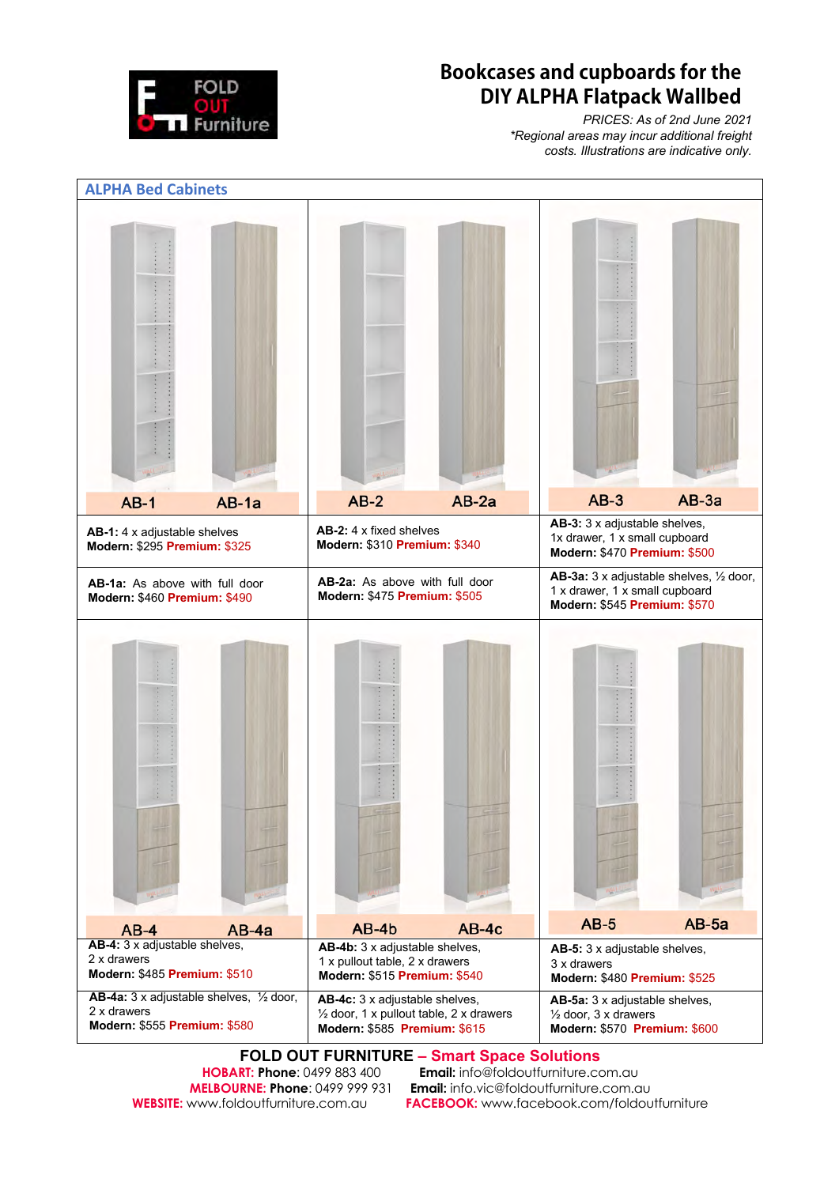FOLD OUT Furniture

# Bookcases and cupboards for the DIY ALPHA Flatpack Wallbed

*PRICES: As of 2nd June 2021*
**Regional areas may incur additional freight costs. Illustrations are indicative only.*

## ALPHA Bed Cabinets

| AB-1 / AB-1a | AB-2 / AB-2a | AB-3 / AB-3a |
|---|---|---|
| **AB-1:** 4 x adjustable shelves<br>**Modern:** $295 **Premium:** $325 | **AB-2:** 4 x fixed shelves<br>**Modern:** $310 **Premium:** $340 | **AB-3:** 3 x adjustable shelves, 1x drawer, 1 x small cupboard<br>**Modern:** $470 **Premium:** $500 |
| **AB-1a:** As above with full door<br>**Modern:** $460 **Premium:** $490 | **AB-2a:** As above with full door<br>**Modern:** $475 **Premium:** $505 | **AB-3a:** 3 x adjustable shelves, ½ door, 1 x drawer, 1 x small cupboard<br>**Modern:** $545 **Premium:** $570 |

| AB-4 / AB-4a | AB-4b / AB-4c | AB-5 / AB-5a |
|---|---|---|
| **AB-4:** 3 x adjustable shelves, 2 x drawers<br>**Modern:** $485 **Premium:** $510 | **AB-4b:** 3 x adjustable shelves, 1 x pullout table, 2 x drawers<br>**Modern:** $515 **Premium:** $540 | **AB-5:** 3 x adjustable shelves, 3 x drawers<br>**Modern:** $480 **Premium:** $525 |
| **AB-4a:** 3 x adjustable shelves, ½ door, 2 x drawers<br>**Modern:** $555 **Premium:** $580 | **AB-4c:** 3 x adjustable shelves, ½ door, 1 x pullout table, 2 x drawers<br>**Modern:** $585 **Premium:** $615 | **AB-5a:** 3 x adjustable shelves, ½ door, 3 x drawers<br>**Modern:** $570 **Premium:** $600 |

**FOLD OUT FURNITURE – Smart Space Solutions**

**HOBART: Phone**: 0499 883 400 **Email:** info@foldoutfurniture.com.au
**MELBOURNE: Phone**: 0499 999 931 **Email:** info.vic@foldoutfurniture.com.au
**WEBSITE:** www.foldoutfurniture.com.au **FACEBOOK:** www.facebook.com/foldoutfurniture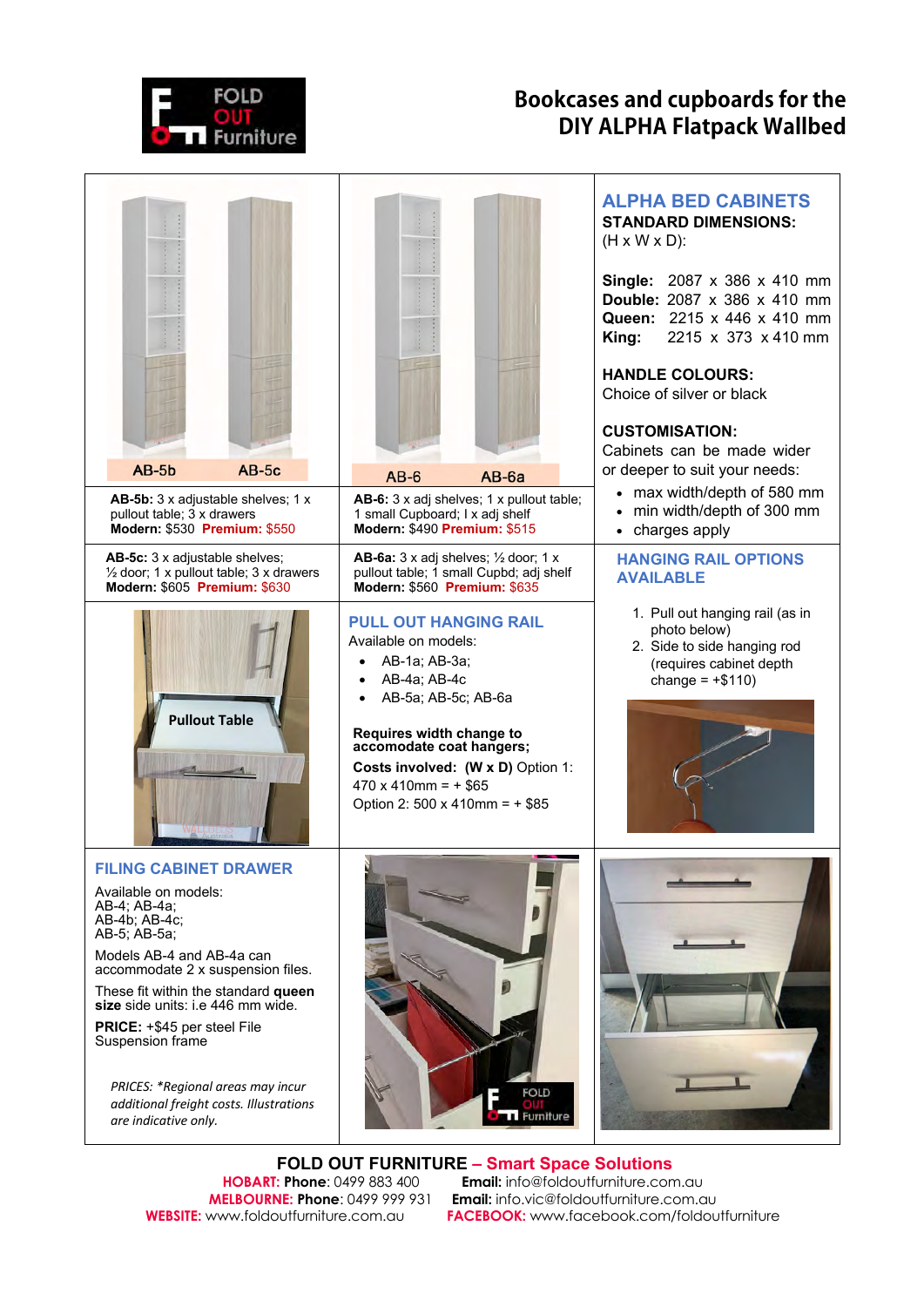# Bookcases and cupboards for the DIY ALPHA Flatpack Wallbed

AB-5b AB-5c

**AB-5b:** 3 x adjustable shelves; 1 x pullout table; 3 x drawers
**Modern:** $530 **Premium:** $550

**AB-5c:** 3 x adjustable shelves; ½ door; 1 x pullout table; 3 x drawers
**Modern:** $605 **Premium:** $630

AB-6 AB-6a

**AB-6:** 3 x adj shelves; 1 x pullout table; 1 small Cupboard; I x adj shelf
**Modern:** $490 **Premium:** $515

**AB-6a:** 3 x adj shelves; ½ door; 1 x pullout table; 1 small Cupbd; adj shelf
**Modern:** $560 **Premium:** $635

## ALPHA BED CABINETS

**STANDARD DIMENSIONS:**
(H x W x D):

**Single:** 2087 x 386 x 410 mm
**Double:** 2087 x 386 x 410 mm
**Queen:** 2215 x 446 x 410 mm
**King:** 2215 x 373 x 410 mm

**HANDLE COLOURS:**
Choice of silver or black

**CUSTOMISATION:**
Cabinets can be made wider or deeper to suit your needs:

- max width/depth of 580 mm
- min width/depth of 300 mm
- charges apply

## HANGING RAIL OPTIONS AVAILABLE

1. Pull out hanging rail (as in photo below)
2. Side to side hanging rod (requires cabinet depth change = +$110)

Pullout Table

## PULL OUT HANGING RAIL

Available on models:

- AB-1a; AB-3a;
- AB-4a; AB-4c
- AB-5a; AB-5c; AB-6a

**Requires width change to accomodate coat hangers;**

**Costs involved: (W x D)** Option 1: 470 x 410mm = + $65
Option 2: 500 x 410mm = + $85

## FILING CABINET DRAWER

Available on models:
AB-4; AB-4a;
AB-4b; AB-4c;
AB-5; AB-5a;

Models AB-4 and AB-4a can accommodate 2 x suspension files.

These fit within the standard **queen size** side units: i.e 446 mm wide.

**PRICE:** +$45 per steel File Suspension frame

*PRICES: \*Regional areas may incur additional freight costs. Illustrations are indicative only.*

**FOLD OUT FURNITURE – Smart Space Solutions**

**HOBART: Phone**: 0499 883 400 **Email:** info@foldoutfurniture.com.au
**MELBOURNE: Phone**: 0499 999 931 **Email:** info.vic@foldoutfurniture.com.au
**WEBSITE:** www.foldoutfurniture.com.au **FACEBOOK:** www.facebook.com/foldoutfurniture